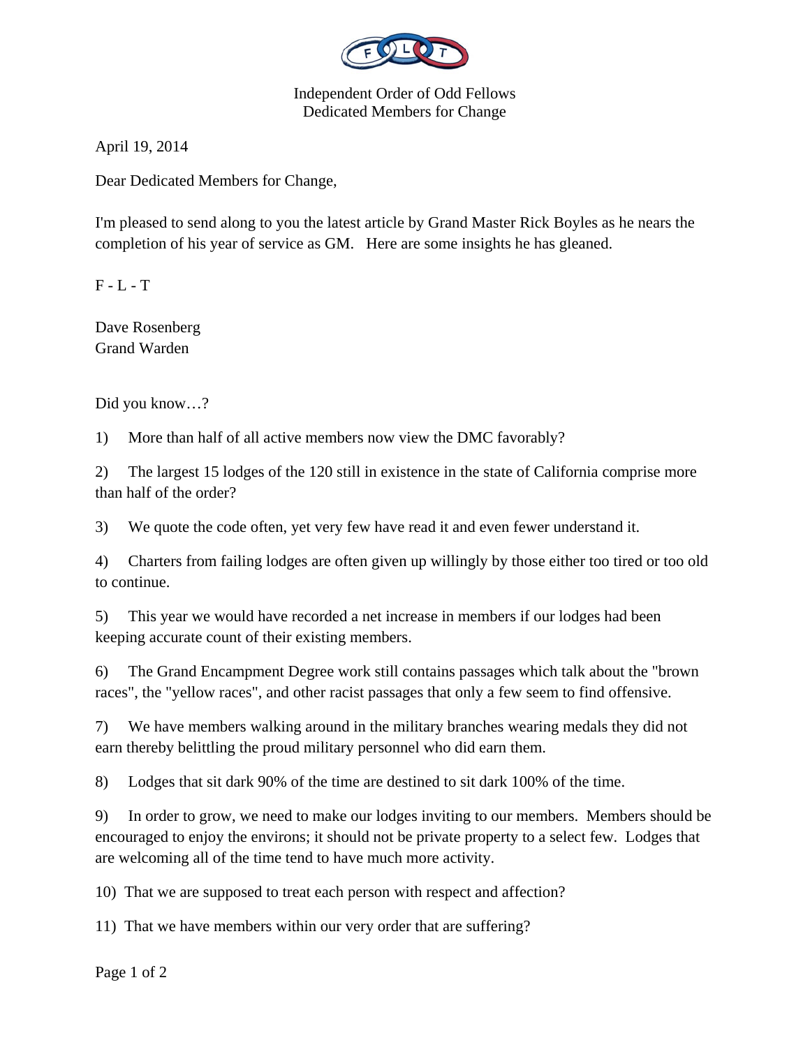Independent Order of Odd Fellows
Dedicated Members for Change

April 19, 2014

Dear Dedicated Members for Change,

I'm pleased to send along to you the latest article by Grand Master Rick Boyles as he nears the completion of his year of service as GM.   Here are some insights he has gleaned.

F - L - T

Dave Rosenberg
Grand Warden

Did you know…?

1) More than half of all active members now view the DMC favorably?

2) The largest 15 lodges of the 120 still in existence in the state of California comprise more than half of the order?

3) We quote the code often, yet very few have read it and even fewer understand it.

4) Charters from failing lodges are often given up willingly by those either too tired or too old to continue.

5) This year we would have recorded a net increase in members if our lodges had been keeping accurate count of their existing members.

6) The Grand Encampment Degree work still contains passages which talk about the "brown races", the "yellow races", and other racist passages that only a few seem to find offensive.

7) We have members walking around in the military branches wearing medals they did not earn thereby belittling the proud military personnel who did earn them.

8) Lodges that sit dark 90% of the time are destined to sit dark 100% of the time.

9) In order to grow, we need to make our lodges inviting to our members.  Members should be encouraged to enjoy the environs; it should not be private property to a select few.  Lodges that are welcoming all of the time tend to have much more activity.

10) That we are supposed to treat each person with respect and affection?

11) That we have members within our very order that are suffering?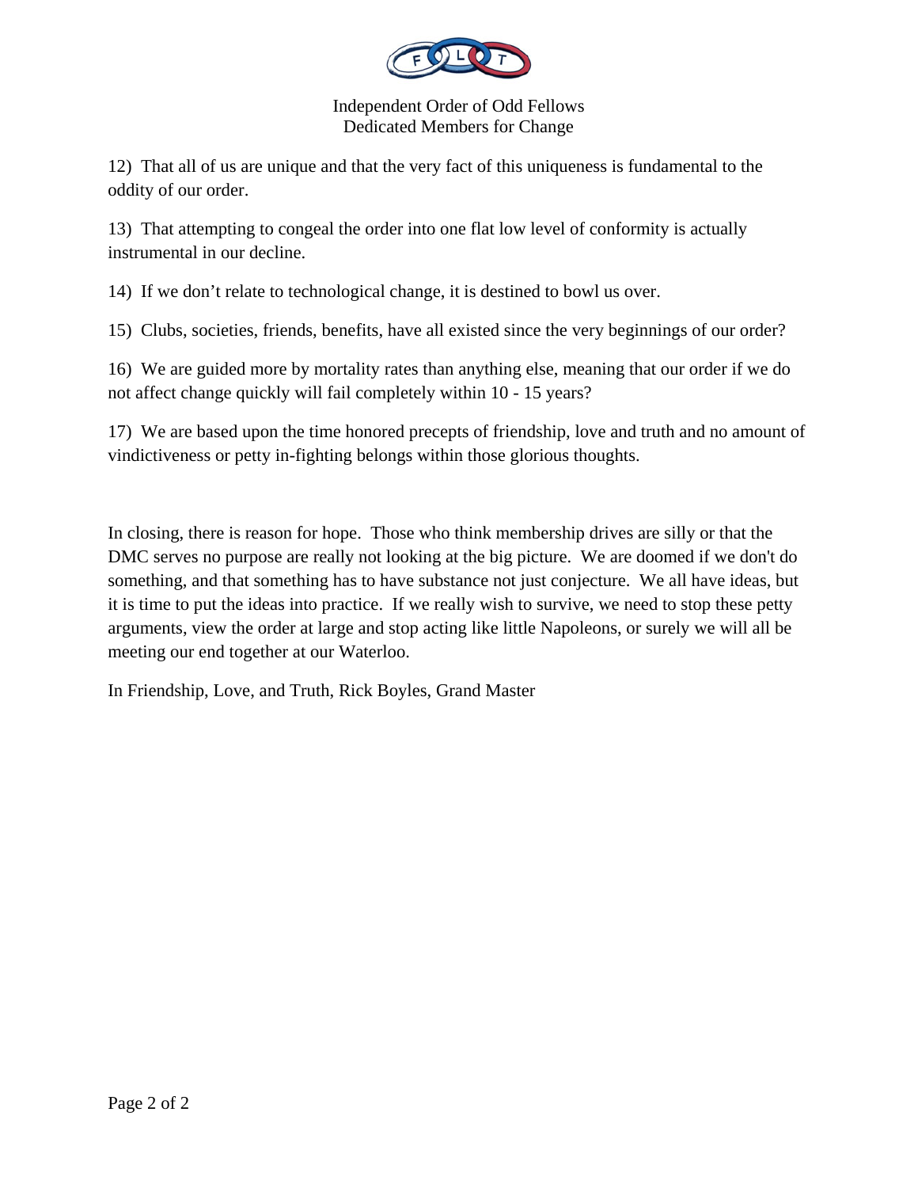Independent Order of Odd Fellows
Dedicated Members for Change

12) That all of us are unique and that the very fact of this uniqueness is fundamental to the oddity of our order.

13) That attempting to congeal the order into one flat low level of conformity is actually instrumental in our decline.

14) If we don't relate to technological change, it is destined to bowl us over.

15) Clubs, societies, friends, benefits, have all existed since the very beginnings of our order?

16) We are guided more by mortality rates than anything else, meaning that our order if we do not affect change quickly will fail completely within 10 - 15 years?

17) We are based upon the time honored precepts of friendship, love and truth and no amount of vindictiveness or petty in-fighting belongs within those glorious thoughts.

In closing, there is reason for hope. Those who think membership drives are silly or that the DMC serves no purpose are really not looking at the big picture. We are doomed if we don't do something, and that something has to have substance not just conjecture. We all have ideas, but it is time to put the ideas into practice. If we really wish to survive, we need to stop these petty arguments, view the order at large and stop acting like little Napoleons, or surely we will all be meeting our end together at our Waterloo.

In Friendship, Love, and Truth, Rick Boyles, Grand Master